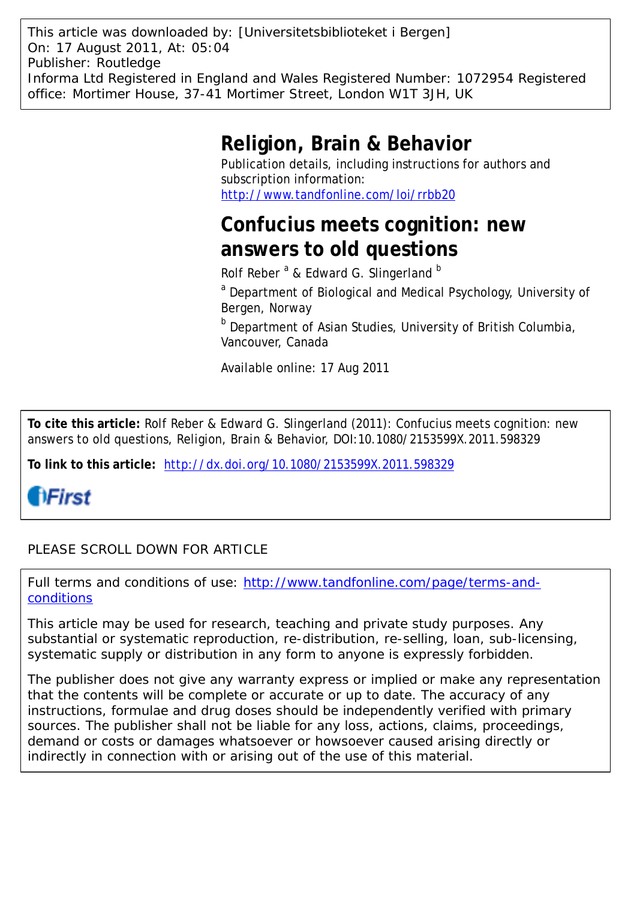This article was downloaded by: [Universitetsbiblioteket i Bergen]
On: 17 August 2011, At: 05:04
Publisher: Routledge
Informa Ltd Registered in England and Wales Registered Number: 1072954 Registered office: Mortimer House, 37-41 Mortimer Street, London W1T 3JH, UK

# Religion, Brain & Behavior

Publication details, including instructions for authors and subscription information:
http://www.tandfonline.com/loi/rrbb20

# Confucius meets cognition: new answers to old questions

Rolf Reber [a] & Edward G. Slingerland [b]

[a] Department of Biological and Medical Psychology, University of Bergen, Norway

[b] Department of Asian Studies, University of British Columbia, Vancouver, Canada

Available online: 17 Aug 2011

**To cite this article:** Rolf Reber & Edward G. Slingerland (2011): Confucius meets cognition: new answers to old questions, Religion, Brain & Behavior, DOI:10.1080/2153599X.2011.598329

**To link to this article:** http://dx.doi.org/10.1080/2153599X.2011.598329

iFirst

PLEASE SCROLL DOWN FOR ARTICLE

Full terms and conditions of use: http://www.tandfonline.com/page/terms-and-conditions

This article may be used for research, teaching and private study purposes. Any substantial or systematic reproduction, re-distribution, re-selling, loan, sub-licensing, systematic supply or distribution in any form to anyone is expressly forbidden.

The publisher does not give any warranty express or implied or make any representation that the contents will be complete or accurate or up to date. The accuracy of any instructions, formulae and drug doses should be independently verified with primary sources. The publisher shall not be liable for any loss, actions, claims, proceedings, demand or costs or damages whatsoever or howsoever caused arising directly or indirectly in connection with or arising out of the use of this material.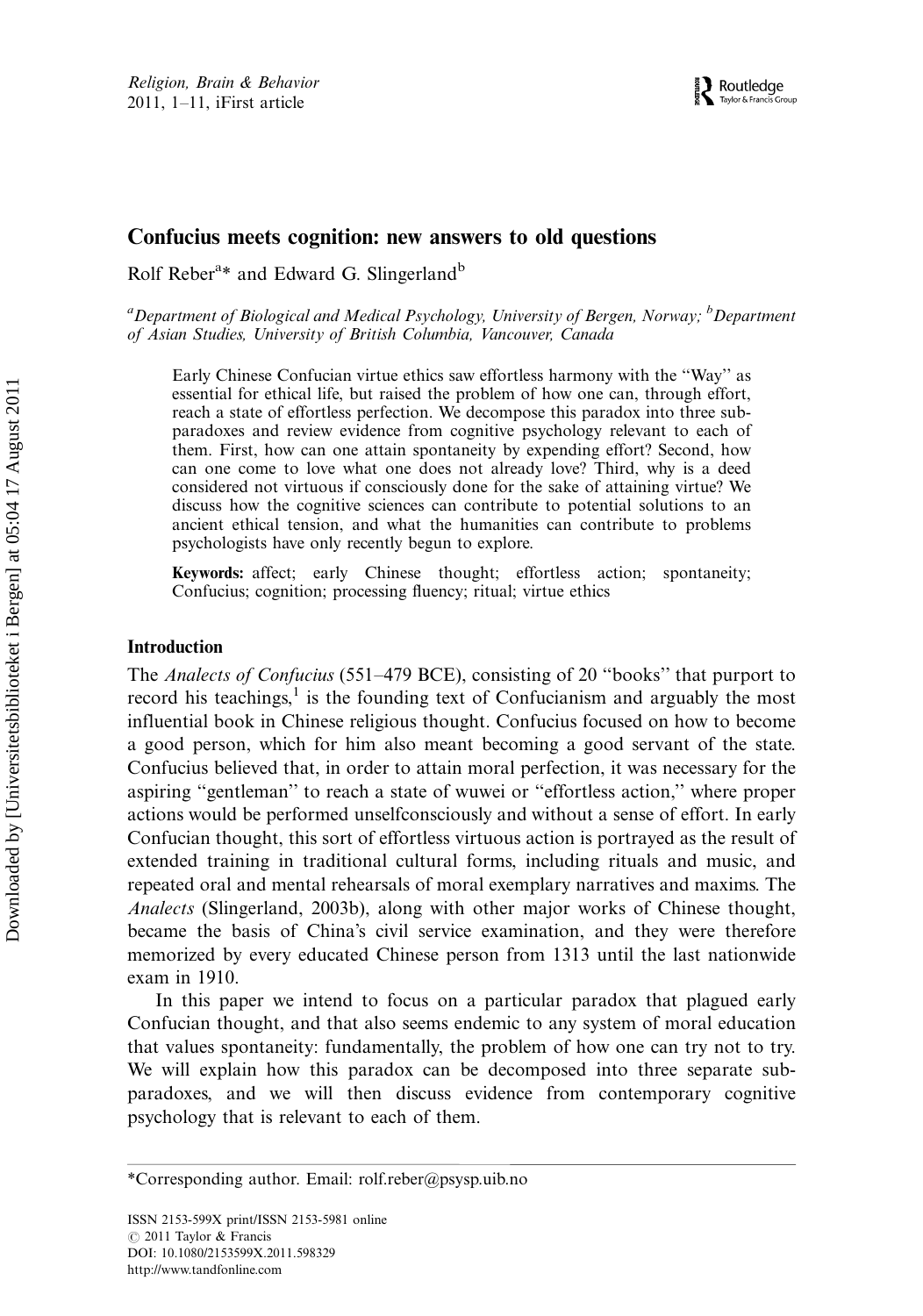# Confucius meets cognition: new answers to old questions

Rolf Reber[a]* and Edward G. Slingerland[b]

[a]*Department of Biological and Medical Psychology, University of Bergen, Norway;* [b]*Department of Asian Studies, University of British Columbia, Vancouver, Canada*

Early Chinese Confucian virtue ethics saw effortless harmony with the "Way" as essential for ethical life, but raised the problem of how one can, through effort, reach a state of effortless perfection. We decompose this paradox into three sub-paradoxes and review evidence from cognitive psychology relevant to each of them. First, how can one attain spontaneity by expending effort? Second, how can one come to love what one does not already love? Third, why is a deed considered not virtuous if consciously done for the sake of attaining virtue? We discuss how the cognitive sciences can contribute to potential solutions to an ancient ethical tension, and what the humanities can contribute to problems psychologists have only recently begun to explore.

**Keywords:** affect; early Chinese thought; effortless action; spontaneity; Confucius; cognition; processing fluency; ritual; virtue ethics

## Introduction

The *Analects of Confucius* (551–479 BCE), consisting of 20 "books" that purport to record his teachings,[1] is the founding text of Confucianism and arguably the most influential book in Chinese religious thought. Confucius focused on how to become a good person, which for him also meant becoming a good servant of the state. Confucius believed that, in order to attain moral perfection, it was necessary for the aspiring "gentleman" to reach a state of wuwei or "effortless action," where proper actions would be performed unselfconsciously and without a sense of effort. In early Confucian thought, this sort of effortless virtuous action is portrayed as the result of extended training in traditional cultural forms, including rituals and music, and repeated oral and mental rehearsals of moral exemplary narratives and maxims. The *Analects* (Slingerland, 2003b), along with other major works of Chinese thought, became the basis of China's civil service examination, and they were therefore memorized by every educated Chinese person from 1313 until the last nationwide exam in 1910.

In this paper we intend to focus on a particular paradox that plagued early Confucian thought, and that also seems endemic to any system of moral education that values spontaneity: fundamentally, the problem of how one can try not to try. We will explain how this paradox can be decomposed into three separate sub-paradoxes, and we will then discuss evidence from contemporary cognitive psychology that is relevant to each of them.

*Corresponding author. Email: rolf.reber@psysp.uib.no

ISSN 2153-599X print/ISSN 2153-5981 online
© 2011 Taylor & Francis
DOI: 10.1080/2153599X.2011.598329
http://www.tandfonline.com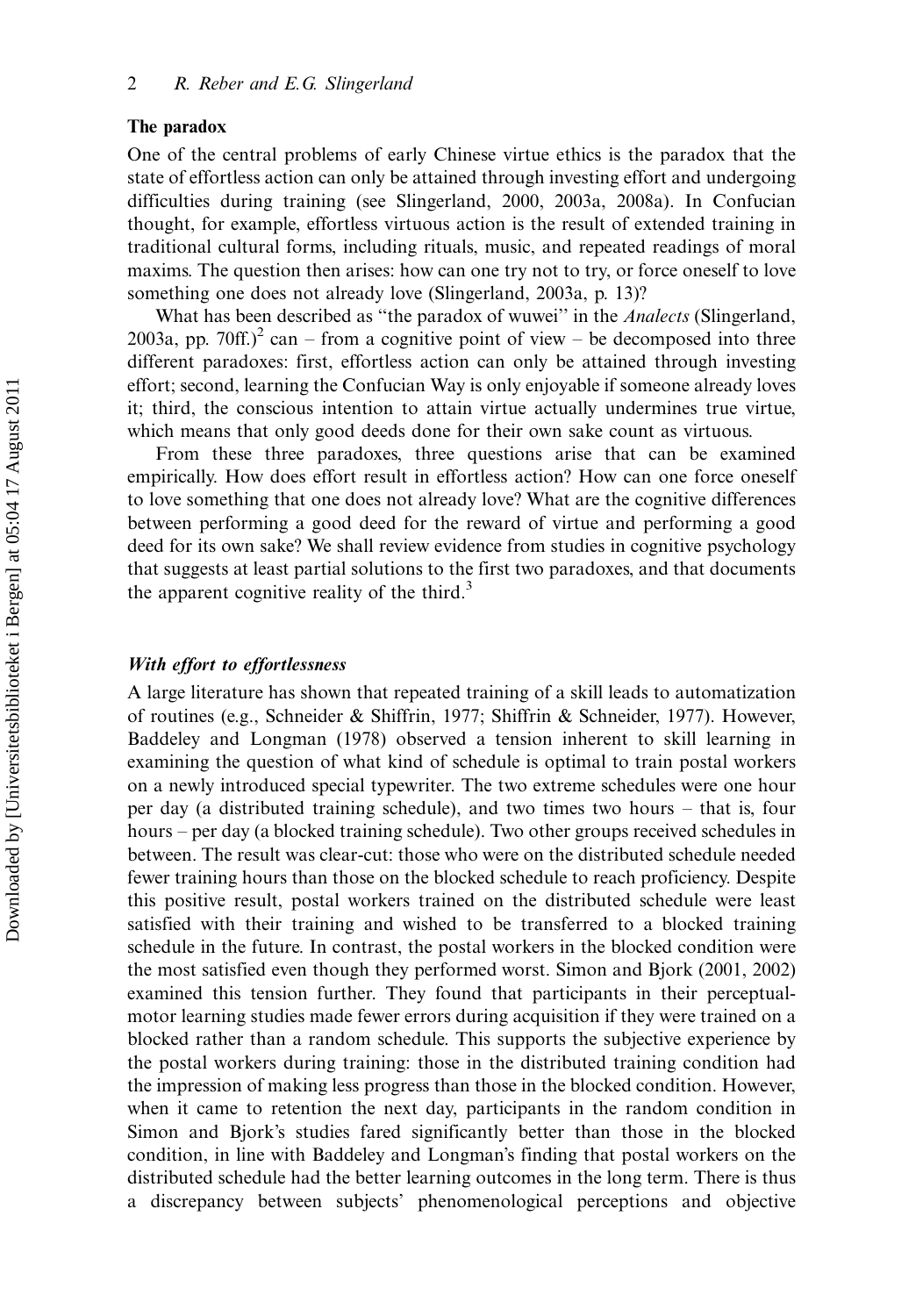## The paradox

One of the central problems of early Chinese virtue ethics is the paradox that the state of effortless action can only be attained through investing effort and undergoing difficulties during training (see Slingerland, 2000, 2003a, 2008a). In Confucian thought, for example, effortless virtuous action is the result of extended training in traditional cultural forms, including rituals, music, and repeated readings of moral maxims. The question then arises: how can one try not to try, or force oneself to love something one does not already love (Slingerland, 2003a, p. 13)?

What has been described as "the paradox of wuwei" in the *Analects* (Slingerland, 2003a, pp. 70ff.)[2] can – from a cognitive point of view – be decomposed into three different paradoxes: first, effortless action can only be attained through investing effort; second, learning the Confucian Way is only enjoyable if someone already loves it; third, the conscious intention to attain virtue actually undermines true virtue, which means that only good deeds done for their own sake count as virtuous.

From these three paradoxes, three questions arise that can be examined empirically. How does effort result in effortless action? How can one force oneself to love something that one does not already love? What are the cognitive differences between performing a good deed for the reward of virtue and performing a good deed for its own sake? We shall review evidence from studies in cognitive psychology that suggests at least partial solutions to the first two paradoxes, and that documents the apparent cognitive reality of the third.[3]

### *With effort to effortlessness*

A large literature has shown that repeated training of a skill leads to automatization of routines (e.g., Schneider & Shiffrin, 1977; Shiffrin & Schneider, 1977). However, Baddeley and Longman (1978) observed a tension inherent to skill learning in examining the question of what kind of schedule is optimal to train postal workers on a newly introduced special typewriter. The two extreme schedules were one hour per day (a distributed training schedule), and two times two hours – that is, four hours – per day (a blocked training schedule). Two other groups received schedules in between. The result was clear-cut: those who were on the distributed schedule needed fewer training hours than those on the blocked schedule to reach proficiency. Despite this positive result, postal workers trained on the distributed schedule were least satisfied with their training and wished to be transferred to a blocked training schedule in the future. In contrast, the postal workers in the blocked condition were the most satisfied even though they performed worst. Simon and Bjork (2001, 2002) examined this tension further. They found that participants in their perceptual-motor learning studies made fewer errors during acquisition if they were trained on a blocked rather than a random schedule. This supports the subjective experience by the postal workers during training: those in the distributed training condition had the impression of making less progress than those in the blocked condition. However, when it came to retention the next day, participants in the random condition in Simon and Bjork's studies fared significantly better than those in the blocked condition, in line with Baddeley and Longman's finding that postal workers on the distributed schedule had the better learning outcomes in the long term. There is thus a discrepancy between subjects' phenomenological perceptions and objective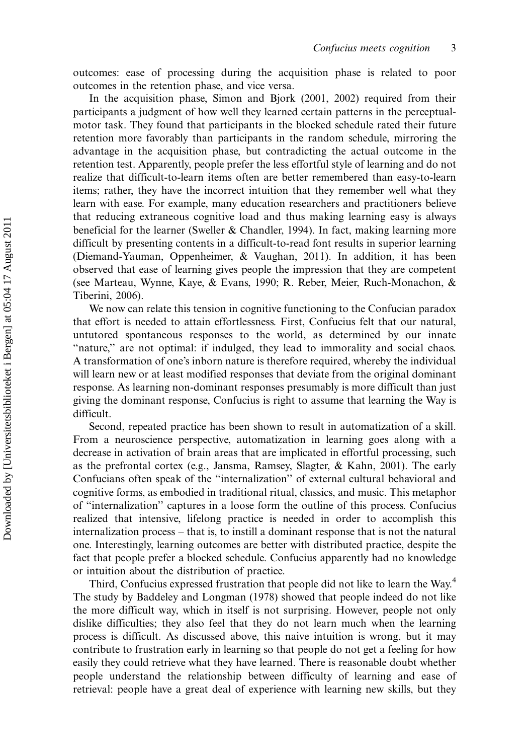outcomes: ease of processing during the acquisition phase is related to poor outcomes in the retention phase, and vice versa.

In the acquisition phase, Simon and Bjork (2001, 2002) required from their participants a judgment of how well they learned certain patterns in the perceptual-motor task. They found that participants in the blocked schedule rated their future retention more favorably than participants in the random schedule, mirroring the advantage in the acquisition phase, but contradicting the actual outcome in the retention test. Apparently, people prefer the less effortful style of learning and do not realize that difficult-to-learn items often are better remembered than easy-to-learn items; rather, they have the incorrect intuition that they remember well what they learn with ease. For example, many education researchers and practitioners believe that reducing extraneous cognitive load and thus making learning easy is always beneficial for the learner (Sweller & Chandler, 1994). In fact, making learning more difficult by presenting contents in a difficult-to-read font results in superior learning (Diemand-Yauman, Oppenheimer, & Vaughan, 2011). In addition, it has been observed that ease of learning gives people the impression that they are competent (see Marteau, Wynne, Kaye, & Evans, 1990; R. Reber, Meier, Ruch-Monachon, & Tiberini, 2006).

We now can relate this tension in cognitive functioning to the Confucian paradox that effort is needed to attain effortlessness. First, Confucius felt that our natural, untutored spontaneous responses to the world, as determined by our innate "nature," are not optimal: if indulged, they lead to immorality and social chaos. A transformation of one's inborn nature is therefore required, whereby the individual will learn new or at least modified responses that deviate from the original dominant response. As learning non-dominant responses presumably is more difficult than just giving the dominant response, Confucius is right to assume that learning the Way is difficult.

Second, repeated practice has been shown to result in automatization of a skill. From a neuroscience perspective, automatization in learning goes along with a decrease in activation of brain areas that are implicated in effortful processing, such as the prefrontal cortex (e.g., Jansma, Ramsey, Slagter, & Kahn, 2001). The early Confucians often speak of the "internalization" of external cultural behavioral and cognitive forms, as embodied in traditional ritual, classics, and music. This metaphor of "internalization" captures in a loose form the outline of this process. Confucius realized that intensive, lifelong practice is needed in order to accomplish this internalization process – that is, to instill a dominant response that is not the natural one. Interestingly, learning outcomes are better with distributed practice, despite the fact that people prefer a blocked schedule. Confucius apparently had no knowledge or intuition about the distribution of practice.

Third, Confucius expressed frustration that people did not like to learn the Way.[4] The study by Baddeley and Longman (1978) showed that people indeed do not like the more difficult way, which in itself is not surprising. However, people not only dislike difficulties; they also feel that they do not learn much when the learning process is difficult. As discussed above, this naive intuition is wrong, but it may contribute to frustration early in learning so that people do not get a feeling for how easily they could retrieve what they have learned. There is reasonable doubt whether people understand the relationship between difficulty of learning and ease of retrieval: people have a great deal of experience with learning new skills, but they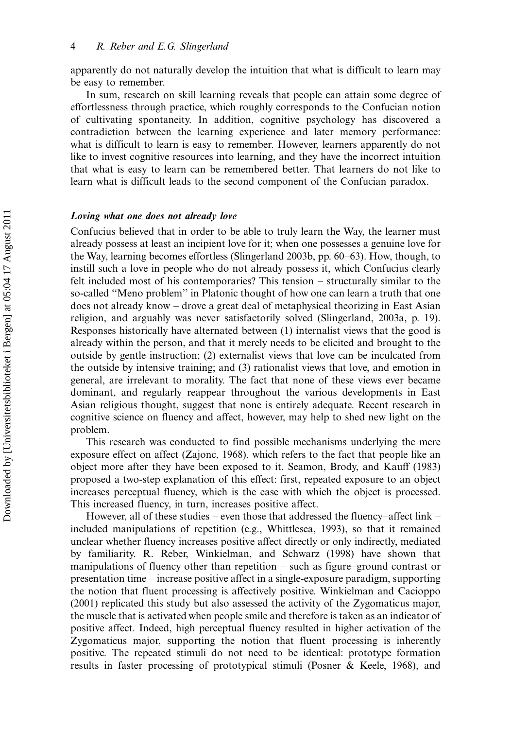apparently do not naturally develop the intuition that what is difficult to learn may be easy to remember.

In sum, research on skill learning reveals that people can attain some degree of effortlessness through practice, which roughly corresponds to the Confucian notion of cultivating spontaneity. In addition, cognitive psychology has discovered a contradiction between the learning experience and later memory performance: what is difficult to learn is easy to remember. However, learners apparently do not like to invest cognitive resources into learning, and they have the incorrect intuition that what is easy to learn can be remembered better. That learners do not like to learn what is difficult leads to the second component of the Confucian paradox.

### *Loving what one does not already love*

Confucius believed that in order to be able to truly learn the Way, the learner must already possess at least an incipient love for it; when one possesses a genuine love for the Way, learning becomes effortless (Slingerland 2003b, pp. 60–63). How, though, to instill such a love in people who do not already possess it, which Confucius clearly felt included most of his contemporaries? This tension – structurally similar to the so-called "Meno problem" in Platonic thought of how one can learn a truth that one does not already know – drove a great deal of metaphysical theorizing in East Asian religion, and arguably was never satisfactorily solved (Slingerland, 2003a, p. 19). Responses historically have alternated between (1) internalist views that the good is already within the person, and that it merely needs to be elicited and brought to the outside by gentle instruction; (2) externalist views that love can be inculcated from the outside by intensive training; and (3) rationalist views that love, and emotion in general, are irrelevant to morality. The fact that none of these views ever became dominant, and regularly reappear throughout the various developments in East Asian religious thought, suggest that none is entirely adequate. Recent research in cognitive science on fluency and affect, however, may help to shed new light on the problem.

This research was conducted to find possible mechanisms underlying the mere exposure effect on affect (Zajonc, 1968), which refers to the fact that people like an object more after they have been exposed to it. Seamon, Brody, and Kauff (1983) proposed a two-step explanation of this effect: first, repeated exposure to an object increases perceptual fluency, which is the ease with which the object is processed. This increased fluency, in turn, increases positive affect.

However, all of these studies – even those that addressed the fluency–affect link – included manipulations of repetition (e.g., Whittlesea, 1993), so that it remained unclear whether fluency increases positive affect directly or only indirectly, mediated by familiarity. R. Reber, Winkielman, and Schwarz (1998) have shown that manipulations of fluency other than repetition – such as figure–ground contrast or presentation time – increase positive affect in a single-exposure paradigm, supporting the notion that fluent processing is affectively positive. Winkielman and Cacioppo (2001) replicated this study but also assessed the activity of the Zygomaticus major, the muscle that is activated when people smile and therefore is taken as an indicator of positive affect. Indeed, high perceptual fluency resulted in higher activation of the Zygomaticus major, supporting the notion that fluent processing is inherently positive. The repeated stimuli do not need to be identical: prototype formation results in faster processing of prototypical stimuli (Posner & Keele, 1968), and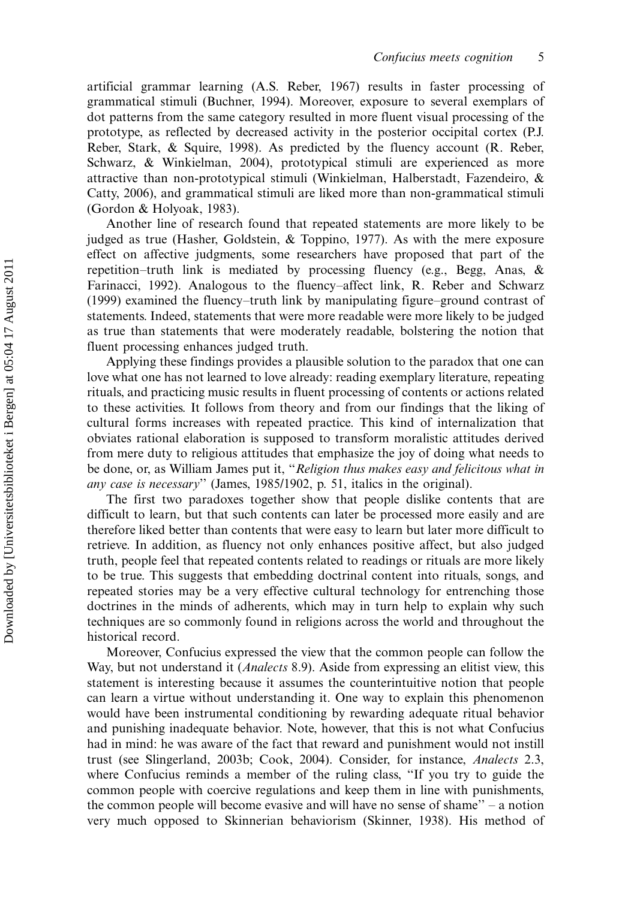artificial grammar learning (A.S. Reber, 1967) results in faster processing of grammatical stimuli (Buchner, 1994). Moreover, exposure to several exemplars of dot patterns from the same category resulted in more fluent visual processing of the prototype, as reflected by decreased activity in the posterior occipital cortex (P.J. Reber, Stark, & Squire, 1998). As predicted by the fluency account (R. Reber, Schwarz, & Winkielman, 2004), prototypical stimuli are experienced as more attractive than non-prototypical stimuli (Winkielman, Halberstadt, Fazendeiro, & Catty, 2006), and grammatical stimuli are liked more than non-grammatical stimuli (Gordon & Holyoak, 1983).

Another line of research found that repeated statements are more likely to be judged as true (Hasher, Goldstein, & Toppino, 1977). As with the mere exposure effect on affective judgments, some researchers have proposed that part of the repetition–truth link is mediated by processing fluency (e.g., Begg, Anas, & Farinacci, 1992). Analogous to the fluency–affect link, R. Reber and Schwarz (1999) examined the fluency–truth link by manipulating figure–ground contrast of statements. Indeed, statements that were more readable were more likely to be judged as true than statements that were moderately readable, bolstering the notion that fluent processing enhances judged truth.

Applying these findings provides a plausible solution to the paradox that one can love what one has not learned to love already: reading exemplary literature, repeating rituals, and practicing music results in fluent processing of contents or actions related to these activities. It follows from theory and from our findings that the liking of cultural forms increases with repeated practice. This kind of internalization that obviates rational elaboration is supposed to transform moralistic attitudes derived from mere duty to religious attitudes that emphasize the joy of doing what needs to be done, or, as William James put it, "*Religion thus makes easy and felicitous what in any case is necessary*" (James, 1985/1902, p. 51, italics in the original).

The first two paradoxes together show that people dislike contents that are difficult to learn, but that such contents can later be processed more easily and are therefore liked better than contents that were easy to learn but later more difficult to retrieve. In addition, as fluency not only enhances positive affect, but also judged truth, people feel that repeated contents related to readings or rituals are more likely to be true. This suggests that embedding doctrinal content into rituals, songs, and repeated stories may be a very effective cultural technology for entrenching those doctrines in the minds of adherents, which may in turn help to explain why such techniques are so commonly found in religions across the world and throughout the historical record.

Moreover, Confucius expressed the view that the common people can follow the Way, but not understand it (*Analects* 8.9). Aside from expressing an elitist view, this statement is interesting because it assumes the counterintuitive notion that people can learn a virtue without understanding it. One way to explain this phenomenon would have been instrumental conditioning by rewarding adequate ritual behavior and punishing inadequate behavior. Note, however, that this is not what Confucius had in mind: he was aware of the fact that reward and punishment would not instill trust (see Slingerland, 2003b; Cook, 2004). Consider, for instance, *Analects* 2.3, where Confucius reminds a member of the ruling class, "If you try to guide the common people with coercive regulations and keep them in line with punishments, the common people will become evasive and will have no sense of shame" – a notion very much opposed to Skinnerian behaviorism (Skinner, 1938). His method of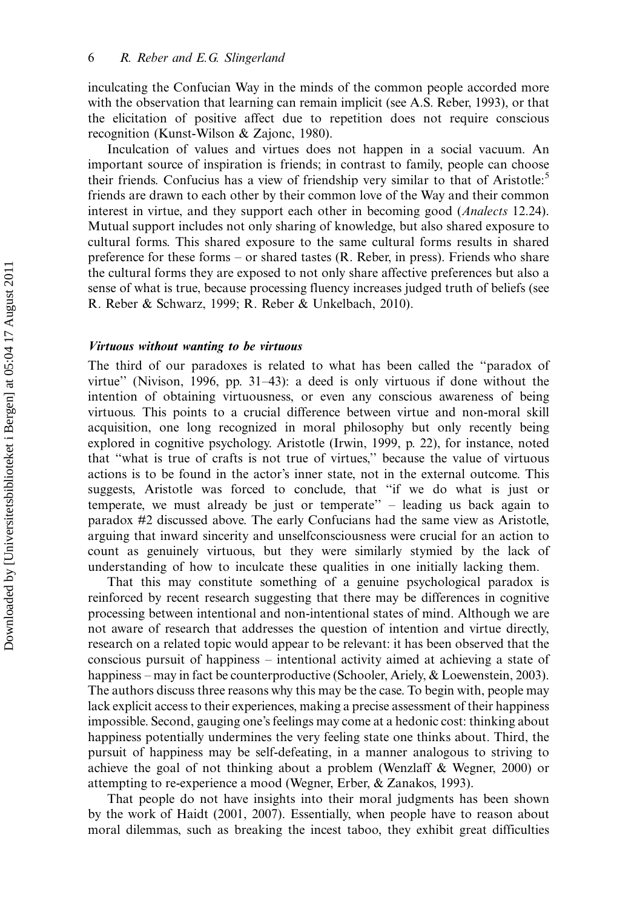inculcating the Confucian Way in the minds of the common people accorded more with the observation that learning can remain implicit (see A.S. Reber, 1993), or that the elicitation of positive affect due to repetition does not require conscious recognition (Kunst-Wilson & Zajonc, 1980).

Inculcation of values and virtues does not happen in a social vacuum. An important source of inspiration is friends; in contrast to family, people can choose their friends. Confucius has a view of friendship very similar to that of Aristotle:[5] friends are drawn to each other by their common love of the Way and their common interest in virtue, and they support each other in becoming good (*Analects* 12.24). Mutual support includes not only sharing of knowledge, but also shared exposure to cultural forms. This shared exposure to the same cultural forms results in shared preference for these forms – or shared tastes (R. Reber, in press). Friends who share the cultural forms they are exposed to not only share affective preferences but also a sense of what is true, because processing fluency increases judged truth of beliefs (see R. Reber & Schwarz, 1999; R. Reber & Unkelbach, 2010).

### *Virtuous without wanting to be virtuous*

The third of our paradoxes is related to what has been called the "paradox of virtue" (Nivison, 1996, pp. 31–43): a deed is only virtuous if done without the intention of obtaining virtuousness, or even any conscious awareness of being virtuous. This points to a crucial difference between virtue and non-moral skill acquisition, one long recognized in moral philosophy but only recently being explored in cognitive psychology. Aristotle (Irwin, 1999, p. 22), for instance, noted that "what is true of crafts is not true of virtues," because the value of virtuous actions is to be found in the actor's inner state, not in the external outcome. This suggests, Aristotle was forced to conclude, that "if we do what is just or temperate, we must already be just or temperate" – leading us back again to paradox #2 discussed above. The early Confucians had the same view as Aristotle, arguing that inward sincerity and unselfconsciousness were crucial for an action to count as genuinely virtuous, but they were similarly stymied by the lack of understanding of how to inculcate these qualities in one initially lacking them.

That this may constitute something of a genuine psychological paradox is reinforced by recent research suggesting that there may be differences in cognitive processing between intentional and non-intentional states of mind. Although we are not aware of research that addresses the question of intention and virtue directly, research on a related topic would appear to be relevant: it has been observed that the conscious pursuit of happiness – intentional activity aimed at achieving a state of happiness – may in fact be counterproductive (Schooler, Ariely, & Loewenstein, 2003). The authors discuss three reasons why this may be the case. To begin with, people may lack explicit access to their experiences, making a precise assessment of their happiness impossible. Second, gauging one's feelings may come at a hedonic cost: thinking about happiness potentially undermines the very feeling state one thinks about. Third, the pursuit of happiness may be self-defeating, in a manner analogous to striving to achieve the goal of not thinking about a problem (Wenzlaff & Wegner, 2000) or attempting to re-experience a mood (Wegner, Erber, & Zanakos, 1993).

That people do not have insights into their moral judgments has been shown by the work of Haidt (2001, 2007). Essentially, when people have to reason about moral dilemmas, such as breaking the incest taboo, they exhibit great difficulties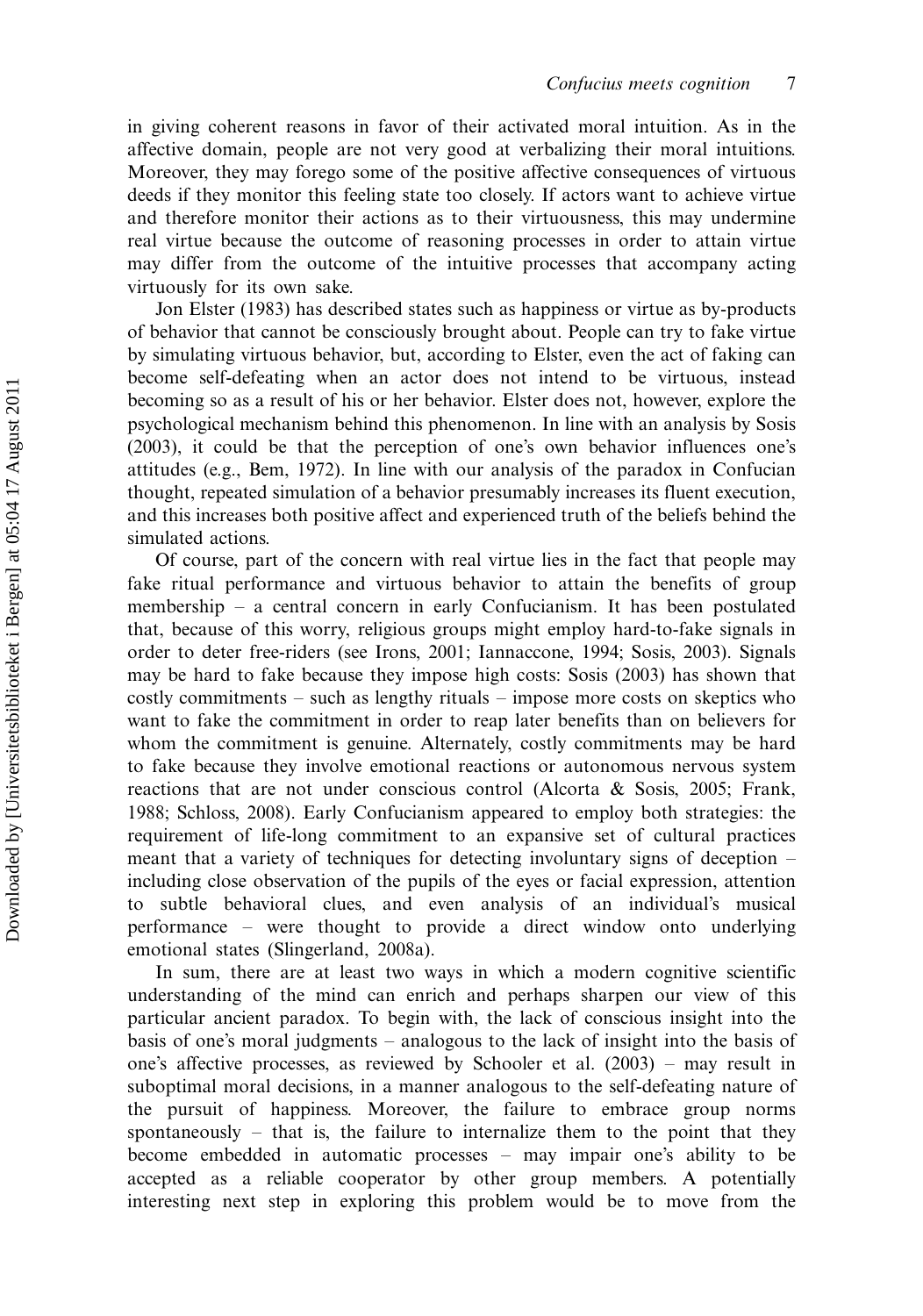in giving coherent reasons in favor of their activated moral intuition. As in the affective domain, people are not very good at verbalizing their moral intuitions. Moreover, they may forego some of the positive affective consequences of virtuous deeds if they monitor this feeling state too closely. If actors want to achieve virtue and therefore monitor their actions as to their virtuousness, this may undermine real virtue because the outcome of reasoning processes in order to attain virtue may differ from the outcome of the intuitive processes that accompany acting virtuously for its own sake.

Jon Elster (1983) has described states such as happiness or virtue as by-products of behavior that cannot be consciously brought about. People can try to fake virtue by simulating virtuous behavior, but, according to Elster, even the act of faking can become self-defeating when an actor does not intend to be virtuous, instead becoming so as a result of his or her behavior. Elster does not, however, explore the psychological mechanism behind this phenomenon. In line with an analysis by Sosis (2003), it could be that the perception of one's own behavior influences one's attitudes (e.g., Bem, 1972). In line with our analysis of the paradox in Confucian thought, repeated simulation of a behavior presumably increases its fluent execution, and this increases both positive affect and experienced truth of the beliefs behind the simulated actions.

Of course, part of the concern with real virtue lies in the fact that people may fake ritual performance and virtuous behavior to attain the benefits of group membership – a central concern in early Confucianism. It has been postulated that, because of this worry, religious groups might employ hard-to-fake signals in order to deter free-riders (see Irons, 2001; Iannaccone, 1994; Sosis, 2003). Signals may be hard to fake because they impose high costs: Sosis (2003) has shown that costly commitments – such as lengthy rituals – impose more costs on skeptics who want to fake the commitment in order to reap later benefits than on believers for whom the commitment is genuine. Alternately, costly commitments may be hard to fake because they involve emotional reactions or autonomous nervous system reactions that are not under conscious control (Alcorta & Sosis, 2005; Frank, 1988; Schloss, 2008). Early Confucianism appeared to employ both strategies: the requirement of life-long commitment to an expansive set of cultural practices meant that a variety of techniques for detecting involuntary signs of deception – including close observation of the pupils of the eyes or facial expression, attention to subtle behavioral clues, and even analysis of an individual's musical performance – were thought to provide a direct window onto underlying emotional states (Slingerland, 2008a).

In sum, there are at least two ways in which a modern cognitive scientific understanding of the mind can enrich and perhaps sharpen our view of this particular ancient paradox. To begin with, the lack of conscious insight into the basis of one's moral judgments – analogous to the lack of insight into the basis of one's affective processes, as reviewed by Schooler et al. (2003) – may result in suboptimal moral decisions, in a manner analogous to the self-defeating nature of the pursuit of happiness. Moreover, the failure to embrace group norms spontaneously – that is, the failure to internalize them to the point that they become embedded in automatic processes – may impair one's ability to be accepted as a reliable cooperator by other group members. A potentially interesting next step in exploring this problem would be to move from the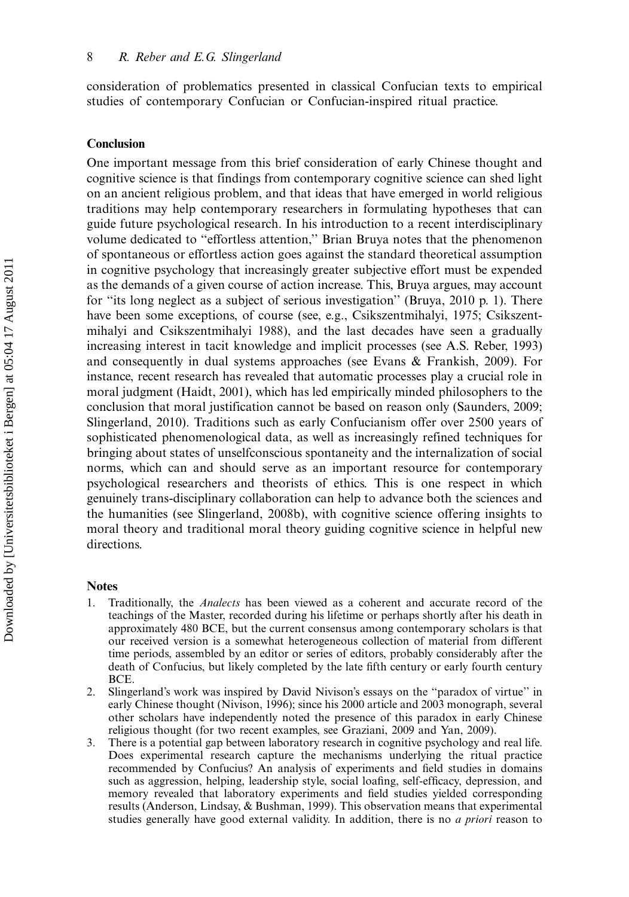consideration of problematics presented in classical Confucian texts to empirical studies of contemporary Confucian or Confucian-inspired ritual practice.

## Conclusion

One important message from this brief consideration of early Chinese thought and cognitive science is that findings from contemporary cognitive science can shed light on an ancient religious problem, and that ideas that have emerged in world religious traditions may help contemporary researchers in formulating hypotheses that can guide future psychological research. In his introduction to a recent interdisciplinary volume dedicated to "effortless attention," Brian Bruya notes that the phenomenon of spontaneous or effortless action goes against the standard theoretical assumption in cognitive psychology that increasingly greater subjective effort must be expended as the demands of a given course of action increase. This, Bruya argues, may account for "its long neglect as a subject of serious investigation" (Bruya, 2010 p. 1). There have been some exceptions, of course (see, e.g., Csikszentmihalyi, 1975; Csikszentmihalyi and Csikszentmihalyi 1988), and the last decades have seen a gradually increasing interest in tacit knowledge and implicit processes (see A.S. Reber, 1993) and consequently in dual systems approaches (see Evans & Frankish, 2009). For instance, recent research has revealed that automatic processes play a crucial role in moral judgment (Haidt, 2001), which has led empirically minded philosophers to the conclusion that moral justification cannot be based on reason only (Saunders, 2009; Slingerland, 2010). Traditions such as early Confucianism offer over 2500 years of sophisticated phenomenological data, as well as increasingly refined techniques for bringing about states of unselfconscious spontaneity and the internalization of social norms, which can and should serve as an important resource for contemporary psychological researchers and theorists of ethics. This is one respect in which genuinely trans-disciplinary collaboration can help to advance both the sciences and the humanities (see Slingerland, 2008b), with cognitive science offering insights to moral theory and traditional moral theory guiding cognitive science in helpful new directions.

## Notes

1. Traditionally, the *Analects* has been viewed as a coherent and accurate record of the teachings of the Master, recorded during his lifetime or perhaps shortly after his death in approximately 480 BCE, but the current consensus among contemporary scholars is that our received version is a somewhat heterogeneous collection of material from different time periods, assembled by an editor or series of editors, probably considerably after the death of Confucius, but likely completed by the late fifth century or early fourth century BCE.
2. Slingerland's work was inspired by David Nivison's essays on the "paradox of virtue" in early Chinese thought (Nivison, 1996); since his 2000 article and 2003 monograph, several other scholars have independently noted the presence of this paradox in early Chinese religious thought (for two recent examples, see Graziani, 2009 and Yan, 2009).
3. There is a potential gap between laboratory research in cognitive psychology and real life. Does experimental research capture the mechanisms underlying the ritual practice recommended by Confucius? An analysis of experiments and field studies in domains such as aggression, helping, leadership style, social loafing, self-efficacy, depression, and memory revealed that laboratory experiments and field studies yielded corresponding results (Anderson, Lindsay, & Bushman, 1999). This observation means that experimental studies generally have good external validity. In addition, there is no *a priori* reason to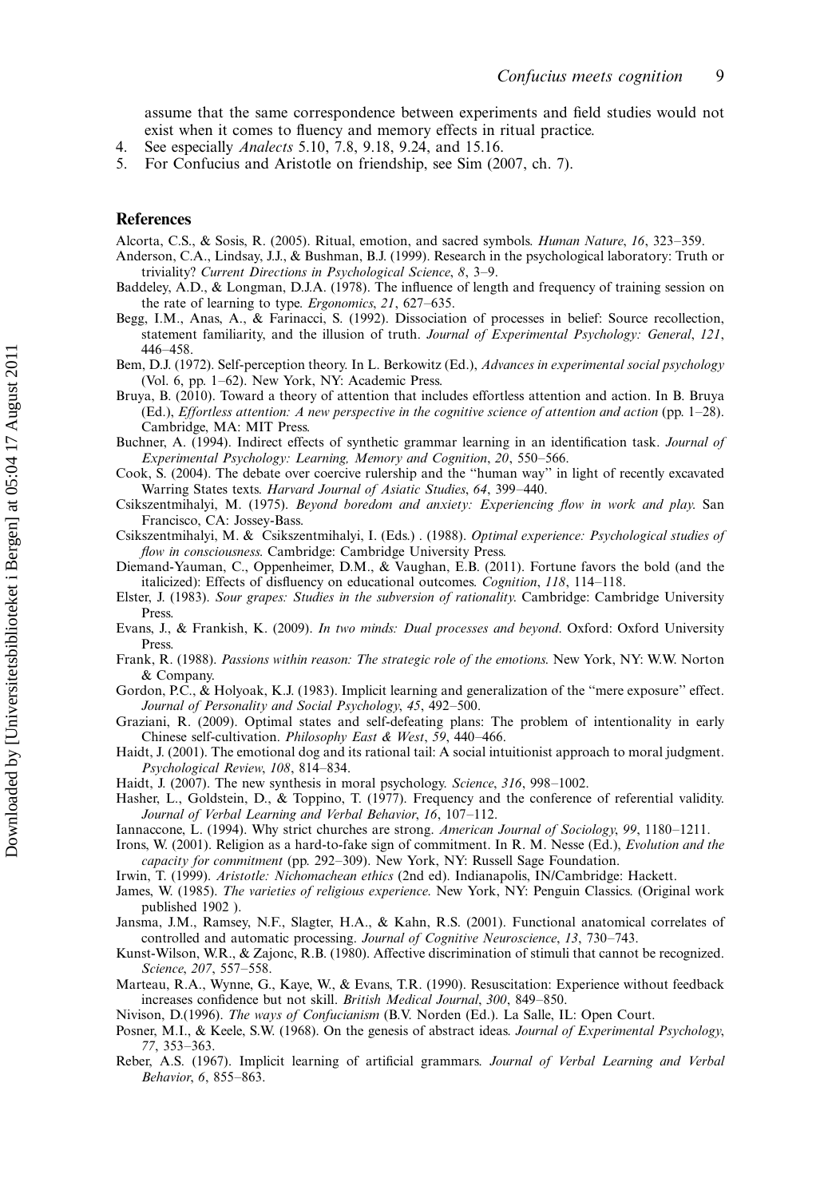assume that the same correspondence between experiments and field studies would not exist when it comes to fluency and memory effects in ritual practice.

4. See especially *Analects* 5.10, 7.8, 9.18, 9.24, and 15.16.
5. For Confucius and Aristotle on friendship, see Sim (2007, ch. 7).

## References

Alcorta, C.S., & Sosis, R. (2005). Ritual, emotion, and sacred symbols. *Human Nature*, *16*, 323–359.

Anderson, C.A., Lindsay, J.J., & Bushman, B.J. (1999). Research in the psychological laboratory: Truth or triviality? *Current Directions in Psychological Science*, *8*, 3–9.

Baddeley, A.D., & Longman, D.J.A. (1978). The influence of length and frequency of training session on the rate of learning to type. *Ergonomics*, *21*, 627–635.

Begg, I.M., Anas, A., & Farinacci, S. (1992). Dissociation of processes in belief: Source recollection, statement familiarity, and the illusion of truth. *Journal of Experimental Psychology: General*, *121*, 446–458.

Bem, D.J. (1972). Self-perception theory. In L. Berkowitz (Ed.), *Advances in experimental social psychology* (Vol. 6, pp. 1–62). New York, NY: Academic Press.

Bruya, B. (2010). Toward a theory of attention that includes effortless attention and action. In B. Bruya (Ed.), *Effortless attention: A new perspective in the cognitive science of attention and action* (pp. 1–28). Cambridge, MA: MIT Press.

Buchner, A. (1994). Indirect effects of synthetic grammar learning in an identification task. *Journal of Experimental Psychology: Learning, Memory and Cognition*, *20*, 550–566.

Cook, S. (2004). The debate over coercive rulership and the "human way" in light of recently excavated Warring States texts. *Harvard Journal of Asiatic Studies*, *64*, 399–440.

Csikszentmihalyi, M. (1975). *Beyond boredom and anxiety: Experiencing flow in work and play*. San Francisco, CA: Jossey-Bass.

Csikszentmihalyi, M. & Csikszentmihalyi, I. (Eds.) . (1988). *Optimal experience: Psychological studies of flow in consciousness*. Cambridge: Cambridge University Press.

Diemand-Yauman, C., Oppenheimer, D.M., & Vaughan, E.B. (2011). Fortune favors the bold (and the italicized): Effects of disfluency on educational outcomes. *Cognition*, *118*, 114–118.

Elster, J. (1983). *Sour grapes: Studies in the subversion of rationality*. Cambridge: Cambridge University Press.

Evans, J., & Frankish, K. (2009). *In two minds: Dual processes and beyond*. Oxford: Oxford University Press.

Frank, R. (1988). *Passions within reason: The strategic role of the emotions*. New York, NY: W.W. Norton & Company.

Gordon, P.C., & Holyoak, K.J. (1983). Implicit learning and generalization of the "mere exposure" effect. *Journal of Personality and Social Psychology*, *45*, 492–500.

Graziani, R. (2009). Optimal states and self-defeating plans: The problem of intentionality in early Chinese self-cultivation. *Philosophy East & West*, *59*, 440–466.

Haidt, J. (2001). The emotional dog and its rational tail: A social intuitionist approach to moral judgment. *Psychological Review*, *108*, 814–834.

Haidt, J. (2007). The new synthesis in moral psychology. *Science*, *316*, 998–1002.

Hasher, L., Goldstein, D., & Toppino, T. (1977). Frequency and the conference of referential validity. *Journal of Verbal Learning and Verbal Behavior*, *16*, 107–112.

Iannaccone, L. (1994). Why strict churches are strong. *American Journal of Sociology*, *99*, 1180–1211.

Irons, W. (2001). Religion as a hard-to-fake sign of commitment. In R. M. Nesse (Ed.), *Evolution and the capacity for commitment* (pp. 292–309). New York, NY: Russell Sage Foundation.

Irwin, T. (1999). *Aristotle: Nichomachean ethics* (2nd ed). Indianapolis, IN/Cambridge: Hackett.

James, W. (1985). *The varieties of religious experience*. New York, NY: Penguin Classics. (Original work published 1902 ).

Jansma, J.M., Ramsey, N.F., Slagter, H.A., & Kahn, R.S. (2001). Functional anatomical correlates of controlled and automatic processing. *Journal of Cognitive Neuroscience*, *13*, 730–743.

Kunst-Wilson, W.R., & Zajonc, R.B. (1980). Affective discrimination of stimuli that cannot be recognized. *Science*, *207*, 557–558.

Marteau, R.A., Wynne, G., Kaye, W., & Evans, T.R. (1990). Resuscitation: Experience without feedback increases confidence but not skill. *British Medical Journal*, *300*, 849–850.

Nivison, D.(1996). *The ways of Confucianism* (B.V. Norden (Ed.). La Salle, IL: Open Court.

Posner, M.I., & Keele, S.W. (1968). On the genesis of abstract ideas. *Journal of Experimental Psychology*, *77*, 353–363.

Reber, A.S. (1967). Implicit learning of artificial grammars. *Journal of Verbal Learning and Verbal Behavior*, *6*, 855–863.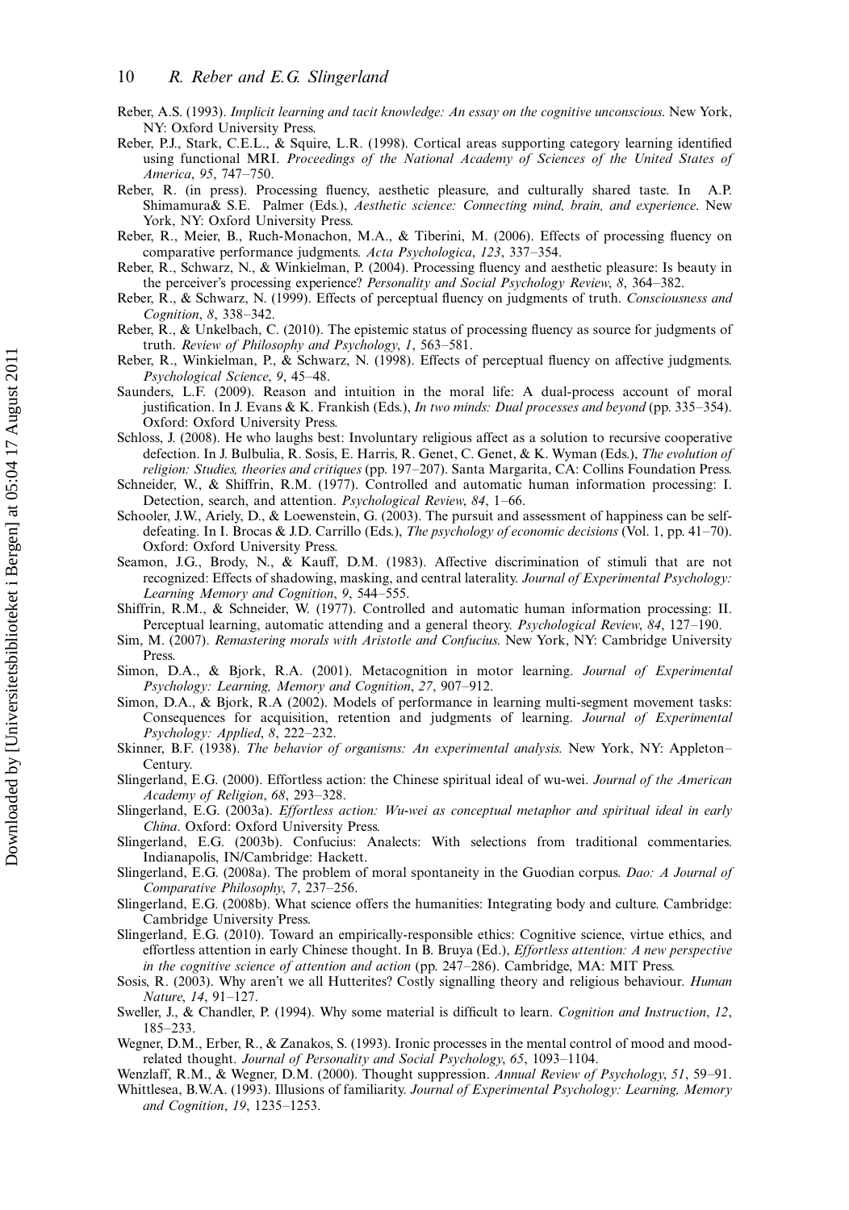Reber, A.S. (1993). *Implicit learning and tacit knowledge: An essay on the cognitive unconscious*. New York, NY: Oxford University Press.

Reber, P.J., Stark, C.E.L., & Squire, L.R. (1998). Cortical areas supporting category learning identified using functional MRI. *Proceedings of the National Academy of Sciences of the United States of America*, *95*, 747–750.

Reber, R. (in press). Processing fluency, aesthetic pleasure, and culturally shared taste. In A.P. Shimamura& S.E. Palmer (Eds.), *Aesthetic science: Connecting mind, brain, and experience*. New York, NY: Oxford University Press.

Reber, R., Meier, B., Ruch-Monachon, M.A., & Tiberini, M. (2006). Effects of processing fluency on comparative performance judgments. *Acta Psychologica*, *123*, 337–354.

Reber, R., Schwarz, N., & Winkielman, P. (2004). Processing fluency and aesthetic pleasure: Is beauty in the perceiver's processing experience? *Personality and Social Psychology Review*, *8*, 364–382.

Reber, R., & Schwarz, N. (1999). Effects of perceptual fluency on judgments of truth. *Consciousness and Cognition*, *8*, 338–342.

Reber, R., & Unkelbach, C. (2010). The epistemic status of processing fluency as source for judgments of truth. *Review of Philosophy and Psychology*, *1*, 563–581.

Reber, R., Winkielman, P., & Schwarz, N. (1998). Effects of perceptual fluency on affective judgments. *Psychological Science*, *9*, 45–48.

Saunders, L.F. (2009). Reason and intuition in the moral life: A dual-process account of moral justification. In J. Evans & K. Frankish (Eds.), *In two minds: Dual processes and beyond* (pp. 335–354). Oxford: Oxford University Press.

Schloss, J. (2008). He who laughs best: Involuntary religious affect as a solution to recursive cooperative defection. In J. Bulbulia, R. Sosis, E. Harris, R. Genet, C. Genet, & K. Wyman (Eds.), *The evolution of religion: Studies, theories and critiques* (pp. 197–207). Santa Margarita, CA: Collins Foundation Press.

Schneider, W., & Shiffrin, R.M. (1977). Controlled and automatic human information processing: I. Detection, search, and attention. *Psychological Review*, *84*, 1–66.

Schooler, J.W., Ariely, D., & Loewenstein, G. (2003). The pursuit and assessment of happiness can be self-defeating. In I. Brocas & J.D. Carrillo (Eds.), *The psychology of economic decisions* (Vol. 1, pp. 41–70). Oxford: Oxford University Press.

Seamon, J.G., Brody, N., & Kauff, D.M. (1983). Affective discrimination of stimuli that are not recognized: Effects of shadowing, masking, and central laterality. *Journal of Experimental Psychology: Learning Memory and Cognition*, *9*, 544–555.

Shiffrin, R.M., & Schneider, W. (1977). Controlled and automatic human information processing: II. Perceptual learning, automatic attending and a general theory. *Psychological Review*, *84*, 127–190.

Sim, M. (2007). *Remastering morals with Aristotle and Confucius*. New York, NY: Cambridge University Press.

Simon, D.A., & Bjork, R.A. (2001). Metacognition in motor learning. *Journal of Experimental Psychology: Learning, Memory and Cognition*, *27*, 907–912.

Simon, D.A., & Bjork, R.A (2002). Models of performance in learning multi-segment movement tasks: Consequences for acquisition, retention and judgments of learning. *Journal of Experimental Psychology: Applied*, *8*, 222–232.

Skinner, B.F. (1938). *The behavior of organisms: An experimental analysis*. New York, NY: Appleton–Century.

Slingerland, E.G. (2000). Effortless action: the Chinese spiritual ideal of wu-wei. *Journal of the American Academy of Religion*, *68*, 293–328.

Slingerland, E.G. (2003a). *Effortless action: Wu-wei as conceptual metaphor and spiritual ideal in early China*. Oxford: Oxford University Press.

Slingerland, E.G. (2003b). Confucius: Analects: With selections from traditional commentaries. Indianapolis, IN/Cambridge: Hackett.

Slingerland, E.G. (2008a). The problem of moral spontaneity in the Guodian corpus. *Dao: A Journal of Comparative Philosophy*, *7*, 237–256.

Slingerland, E.G. (2008b). What science offers the humanities: Integrating body and culture. Cambridge: Cambridge University Press.

Slingerland, E.G. (2010). Toward an empirically-responsible ethics: Cognitive science, virtue ethics, and effortless attention in early Chinese thought. In B. Bruya (Ed.), *Effortless attention: A new perspective in the cognitive science of attention and action* (pp. 247–286). Cambridge, MA: MIT Press.

Sosis, R. (2003). Why aren't we all Hutterites? Costly signalling theory and religious behaviour. *Human Nature*, *14*, 91–127.

Sweller, J., & Chandler, P. (1994). Why some material is difficult to learn. *Cognition and Instruction*, *12*, 185–233.

Wegner, D.M., Erber, R., & Zanakos, S. (1993). Ironic processes in the mental control of mood and mood-related thought. *Journal of Personality and Social Psychology*, *65*, 1093–1104.

Wenzlaff, R.M., & Wegner, D.M. (2000). Thought suppression. *Annual Review of Psychology*, *51*, 59–91.

Whittlesea, B.W.A. (1993). Illusions of familiarity. *Journal of Experimental Psychology: Learning, Memory and Cognition*, *19*, 1235–1253.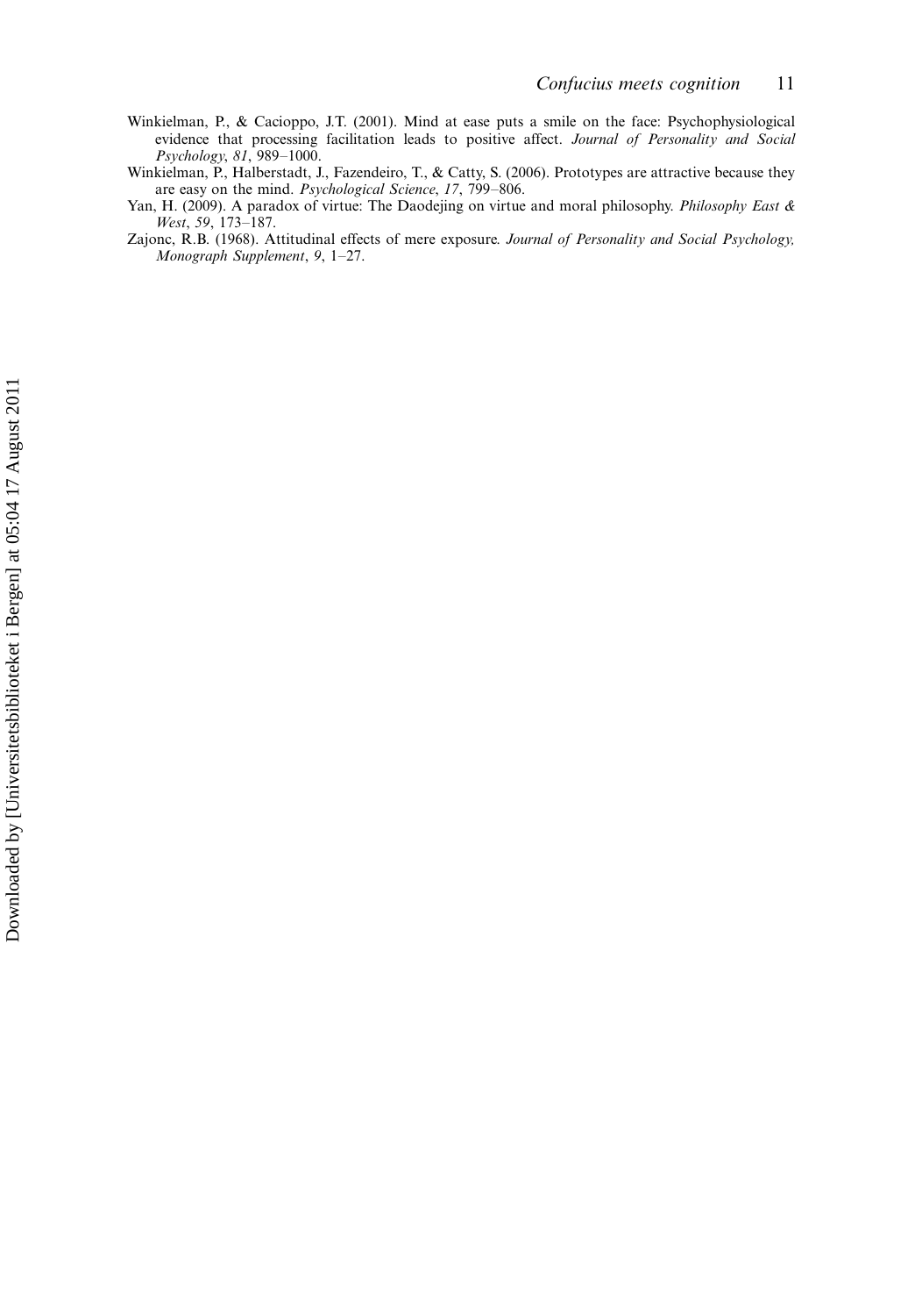Winkielman, P., & Cacioppo, J.T. (2001). Mind at ease puts a smile on the face: Psychophysiological evidence that processing facilitation leads to positive affect. *Journal of Personality and Social Psychology*, *81*, 989–1000.

Winkielman, P., Halberstadt, J., Fazendeiro, T., & Catty, S. (2006). Prototypes are attractive because they are easy on the mind. *Psychological Science*, *17*, 799–806.

Yan, H. (2009). A paradox of virtue: The Daodejing on virtue and moral philosophy. *Philosophy East & West*, *59*, 173–187.

Zajonc, R.B. (1968). Attitudinal effects of mere exposure. *Journal of Personality and Social Psychology, Monograph Supplement*, *9*, 1–27.